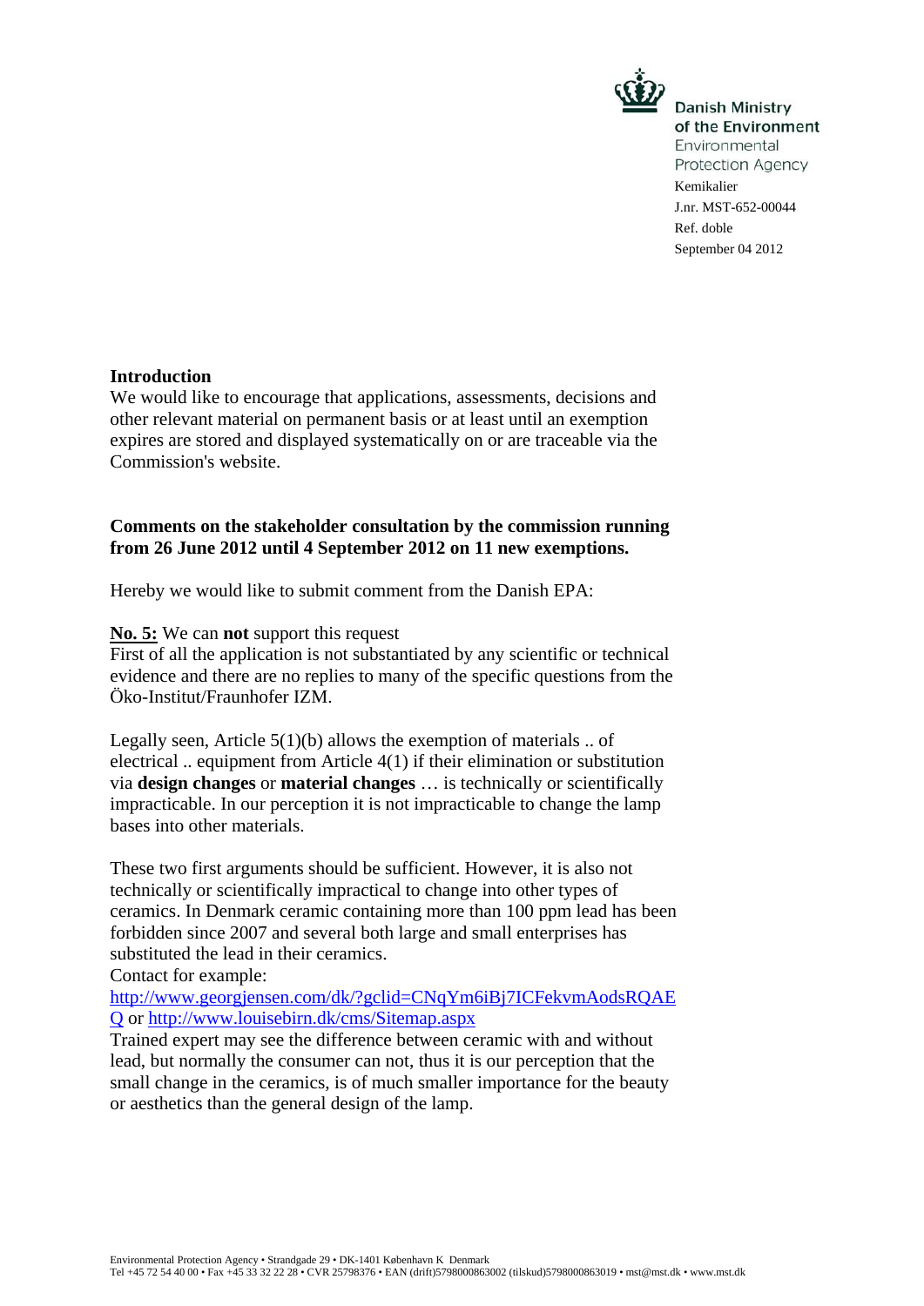Danish Ministry of the Environment
Environmental Protection Agency
Kemikalier
J.nr. MST-652-00044
Ref. doble
September 04 2012

**Introduction**
We would like to encourage that applications, assessments, decisions and other relevant material on permanent basis or at least until an exemption expires are stored and displayed systematically on or are traceable via the Commission's website.

**Comments on the stakeholder consultation by the commission running from 26 June 2012 until 4 September 2012 on 11 new exemptions.**

Hereby we would like to submit comment from the Danish EPA:

**No. 5:** We can **not** support this request
First of all the application is not substantiated by any scientific or technical evidence and there are no replies to many of the specific questions from the Öko-Institut/Fraunhofer IZM.

Legally seen, Article 5(1)(b) allows the exemption of materials .. of electrical .. equipment from Article 4(1) if their elimination or substitution via **design changes** or **material changes** … is technically or scientifically impracticable. In our perception it is not impracticable to change the lamp bases into other materials.

These two first arguments should be sufficient. However, it is also not technically or scientifically impractical to change into other types of ceramics. In Denmark ceramic containing more than 100 ppm lead has been forbidden since 2007 and several both large and small enterprises has substituted the lead in their ceramics.
Contact for example:
http://www.georgjensen.com/dk/?gclid=CNqYm6iBj7ICFekvmAodsRQAEQ or http://www.louisebirn.dk/cms/Sitemap.aspx
Trained expert may see the difference between ceramic with and without lead, but normally the consumer can not, thus it is our perception that the small change in the ceramics, is of much smaller importance for the beauty or aesthetics than the general design of the lamp.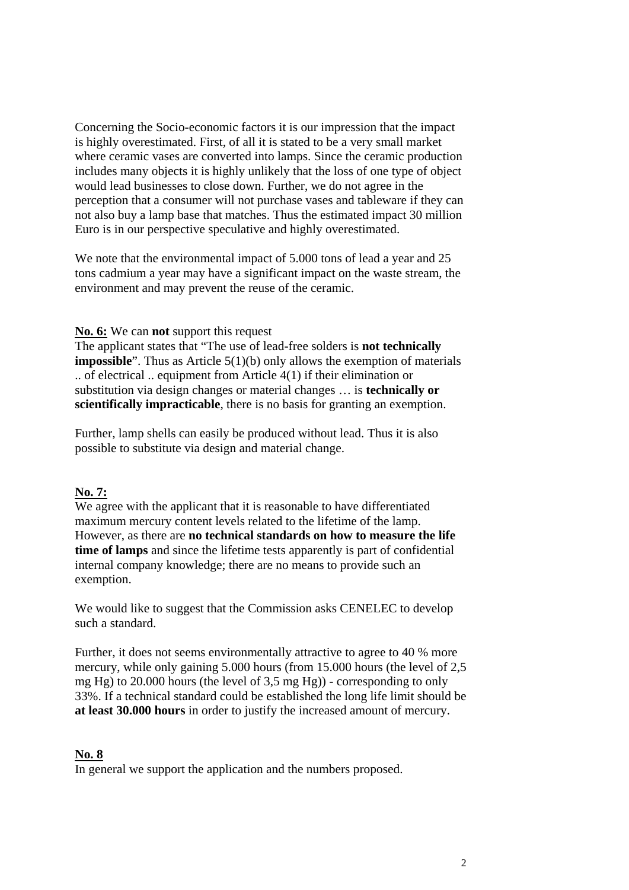Concerning the Socio-economic factors it is our impression that the impact is highly overestimated. First, of all it is stated to be a very small market where ceramic vases are converted into lamps. Since the ceramic production includes many objects it is highly unlikely that the loss of one type of object would lead businesses to close down. Further, we do not agree in the perception that a consumer will not purchase vases and tableware if they can not also buy a lamp base that matches. Thus the estimated impact 30 million Euro is in our perspective speculative and highly overestimated.

We note that the environmental impact of 5.000 tons of lead a year and 25 tons cadmium a year may have a significant impact on the waste stream, the environment and may prevent the reuse of the ceramic.

**<u>No. 6:</u>** We can **not** support this request

The applicant states that "The use of lead-free solders is **not technically impossible**". Thus as Article 5(1)(b) only allows the exemption of materials .. of electrical .. equipment from Article 4(1) if their elimination or substitution via design changes or material changes … is **technically or scientifically impracticable**, there is no basis for granting an exemption.

Further, lamp shells can easily be produced without lead. Thus it is also possible to substitute via design and material change.

**<u>No. 7:</u>**

We agree with the applicant that it is reasonable to have differentiated maximum mercury content levels related to the lifetime of the lamp. However, as there are **no technical standards on how to measure the life time of lamps** and since the lifetime tests apparently is part of confidential internal company knowledge; there are no means to provide such an exemption.

We would like to suggest that the Commission asks CENELEC to develop such a standard.

Further, it does not seems environmentally attractive to agree to 40 % more mercury, while only gaining 5.000 hours (from 15.000 hours (the level of 2,5 mg Hg) to 20.000 hours (the level of 3,5 mg Hg)) - corresponding to only 33%. If a technical standard could be established the long life limit should be **at least 30.000 hours** in order to justify the increased amount of mercury.

**<u>No. 8</u>**

In general we support the application and the numbers proposed.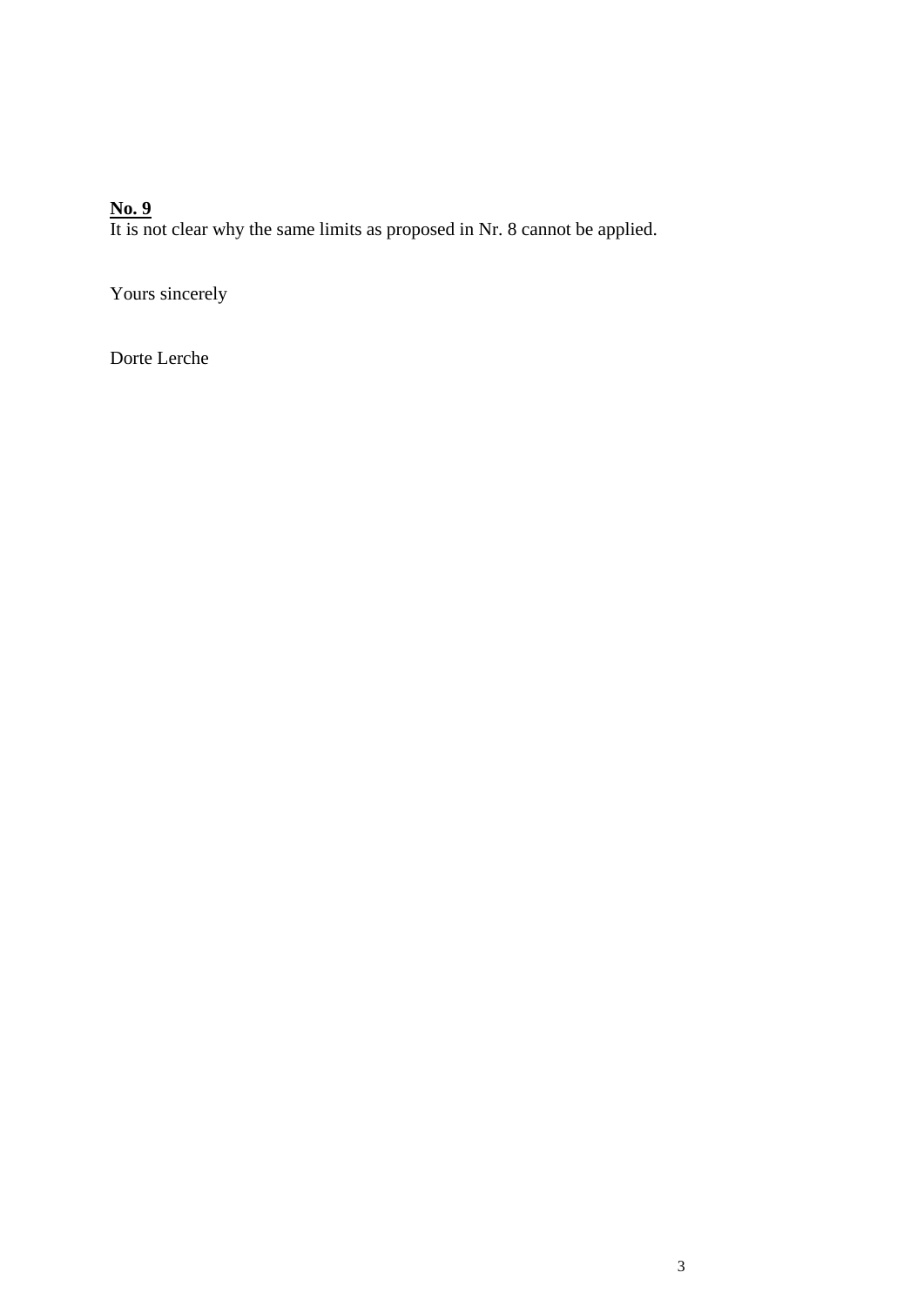**No. 9**

It is not clear why the same limits as proposed in Nr. 8 cannot be applied.

Yours sincerely

Dorte Lerche